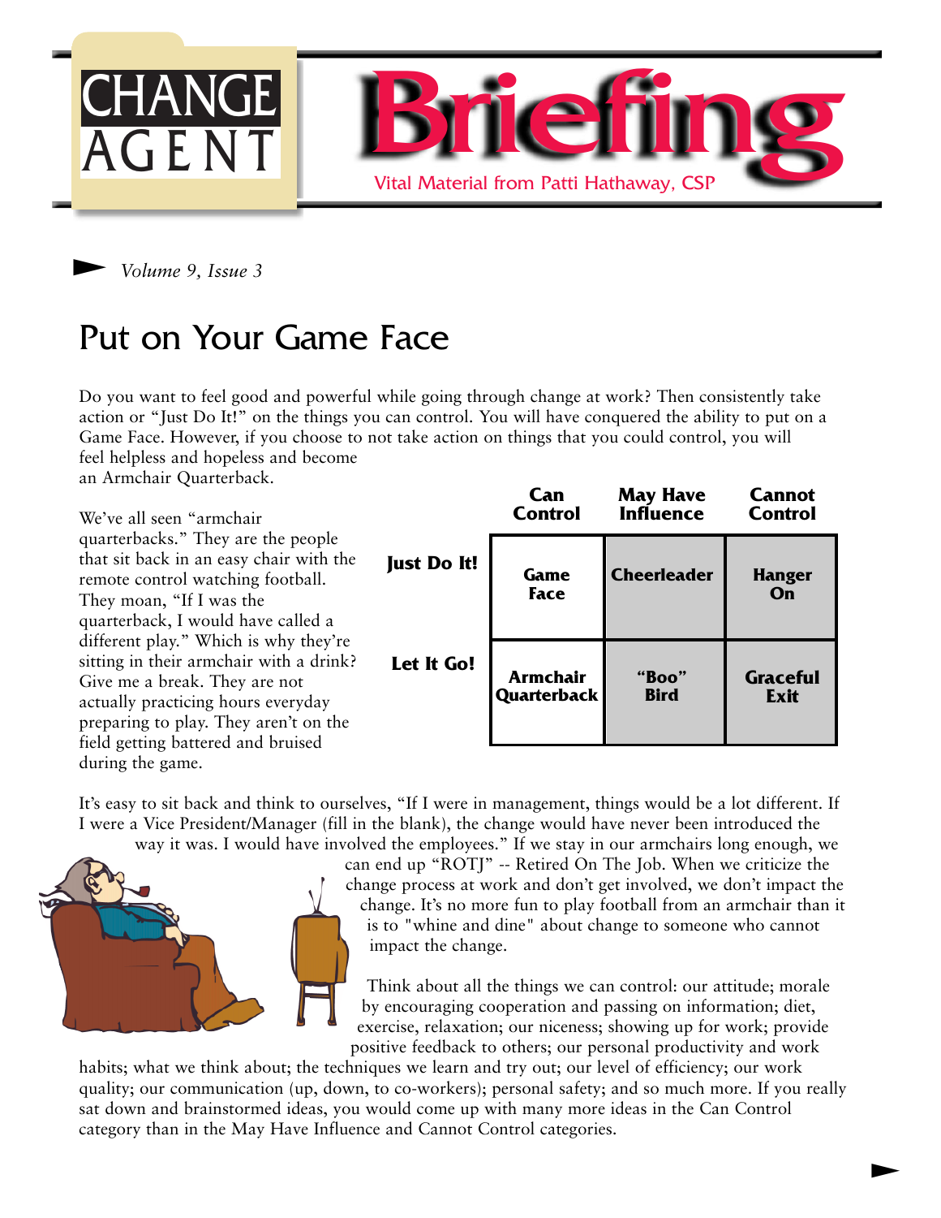# CHANGE AGENT Briefing

Vital Material from Patti Hathaway, CSP

*Volume 9, Issue 3*

## Put on Your Game Face

Do you want to feel good and powerful while going through change at work? Then consistently take action or "Just Do It!" on the things you can control. You will have conquered the ability to put on a Game Face. However, if you choose to not take action on things that you could control, you will feel helpless and hopeless and become an Armchair Quarterback.

| | Can Control | May Have Influence | Cannot Control |
|---|---|---|---|
| **Just Do It!** | **Game Face** | **Cheerleader** | **Hanger On** |
| **Let It Go!** | **Armchair Quarterback** | **"Boo" Bird** | **Graceful Exit** |

We've all seen "armchair quarterbacks." They are the people that sit back in an easy chair with the remote control watching football. They moan, "If I was the quarterback, I would have called a different play." Which is why they're sitting in their armchair with a drink? Give me a break. They are not actually practicing hours everyday preparing to play. They aren't on the field getting battered and bruised during the game.

It's easy to sit back and think to ourselves, "If I were in management, things would be a lot different. If I were a Vice President/Manager (fill in the blank), the change would have never been introduced the way it was. I would have involved the employees." If we stay in our armchairs long enough, we can end up "ROTJ" -- Retired On The Job. When we criticize the change process at work and don't get involved, we don't impact the change. It's no more fun to play football from an armchair than it is to "whine and dine" about change to someone who cannot impact the change.

Think about all the things we can control: our attitude; morale by encouraging cooperation and passing on information; diet, exercise, relaxation; our niceness; showing up for work; provide positive feedback to others; our personal productivity and work habits; what we think about; the techniques we learn and try out; our level of efficiency; our work quality; our communication (up, down, to co-workers); personal safety; and so much more. If you really sat down and brainstormed ideas, you would come up with many more ideas in the Can Control category than in the May Have Influence and Cannot Control categories.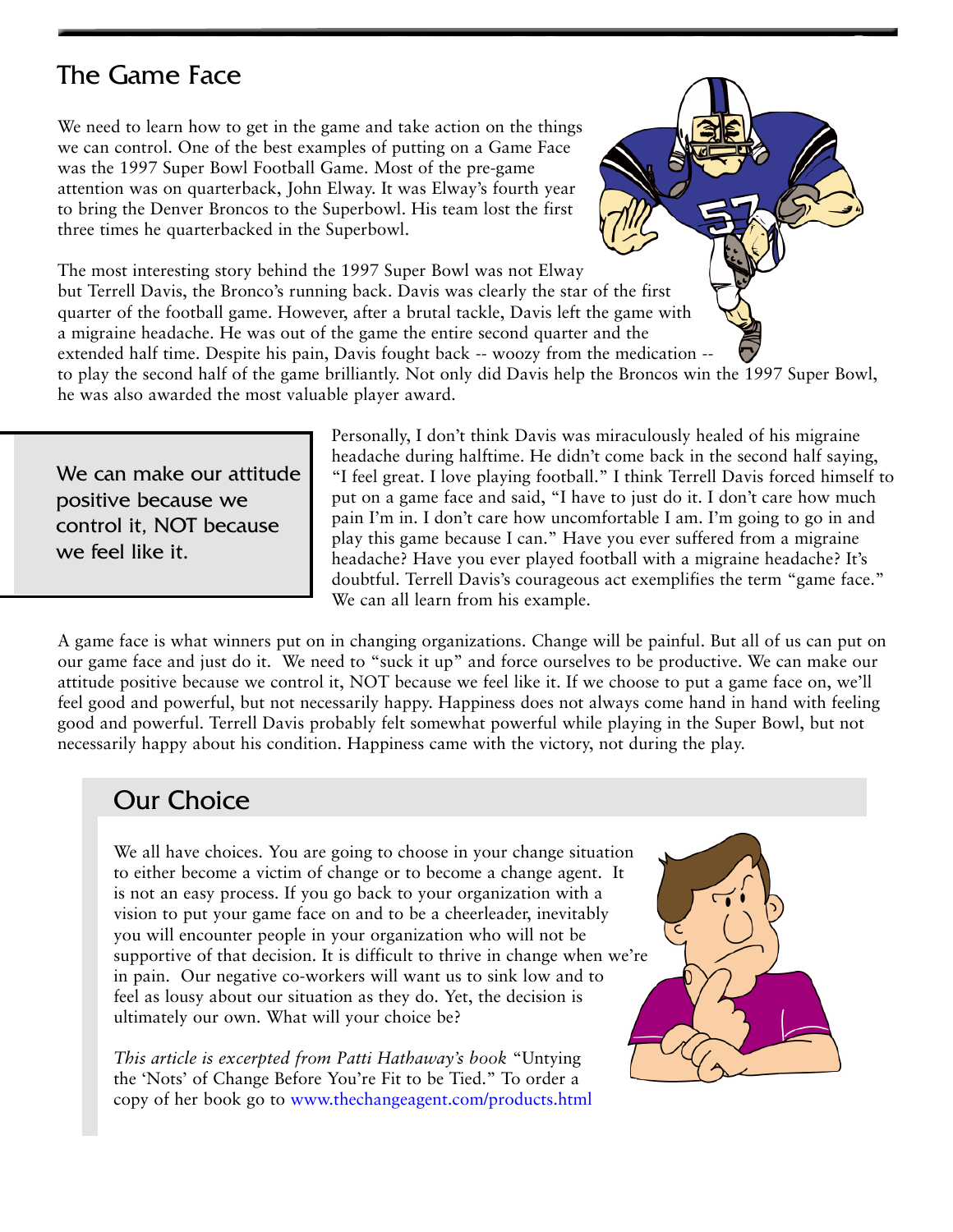## The Game Face

We need to learn how to get in the game and take action on the things we can control. One of the best examples of putting on a Game Face was the 1997 Super Bowl Football Game. Most of the pre-game attention was on quarterback, John Elway. It was Elway's fourth year to bring the Denver Broncos to the Superbowl. His team lost the first three times he quarterbacked in the Superbowl.

The most interesting story behind the 1997 Super Bowl was not Elway but Terrell Davis, the Bronco's running back. Davis was clearly the star of the first quarter of the football game. However, after a brutal tackle, Davis left the game with a migraine headache. He was out of the game the entire second quarter and the extended half time. Despite his pain, Davis fought back -- woozy from the medication -- to play the second half of the game brilliantly. Not only did Davis help the Broncos win the 1997 Super Bowl, he was also awarded the most valuable player award.

> We can make our attitude positive because we control it, NOT because we feel like it.

Personally, I don't think Davis was miraculously healed of his migraine headache during halftime. He didn't come back in the second half saying, "I feel great. I love playing football." I think Terrell Davis forced himself to put on a game face and said, "I have to just do it. I don't care how much pain I'm in. I don't care how uncomfortable I am. I'm going to go in and play this game because I can." Have you ever suffered from a migraine headache? Have you ever played football with a migraine headache? It's doubtful. Terrell Davis's courageous act exemplifies the term "game face." We can all learn from his example.

A game face is what winners put on in changing organizations. Change will be painful. But all of us can put on our game face and just do it. We need to "suck it up" and force ourselves to be productive. We can make our attitude positive because we control it, NOT because we feel like it. If we choose to put a game face on, we'll feel good and powerful, but not necessarily happy. Happiness does not always come hand in hand with feeling good and powerful. Terrell Davis probably felt somewhat powerful while playing in the Super Bowl, but not necessarily happy about his condition. Happiness came with the victory, not during the play.

## Our Choice

We all have choices. You are going to choose in your change situation to either become a victim of change or to become a change agent. It is not an easy process. If you go back to your organization with a vision to put your game face on and to be a cheerleader, inevitably you will encounter people in your organization who will not be supportive of that decision. It is difficult to thrive in change when we're in pain. Our negative co-workers will want us to sink low and to feel as lousy about our situation as they do. Yet, the decision is ultimately our own. What will your choice be?

*This article is excerpted from Patti Hathaway's book* "Untying the 'Nots' of Change Before You're Fit to be Tied." To order a copy of her book go to www.thechangeagent.com/products.html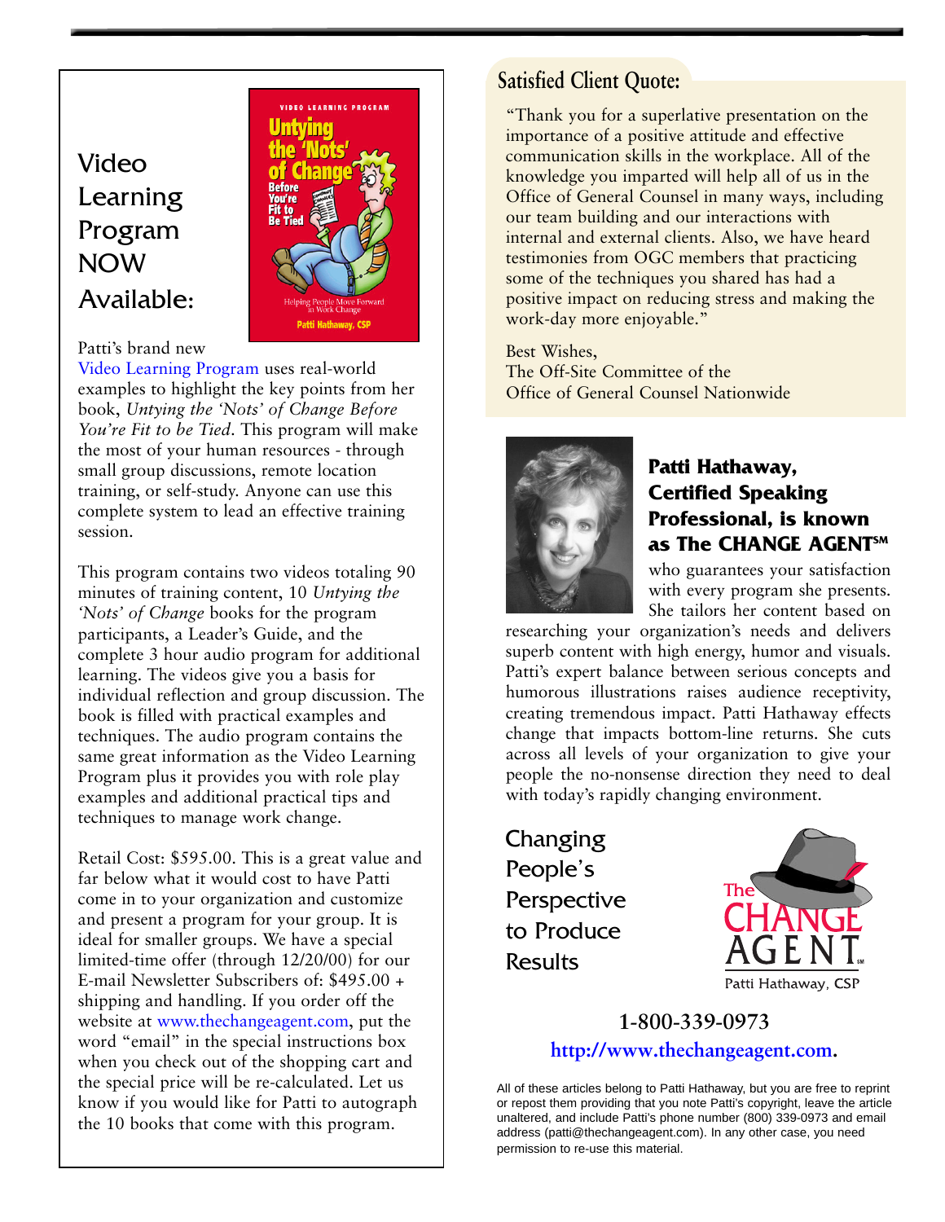## Video Learning Program NOW Available:

Patti's brand new Video Learning Program uses real-world examples to highlight the key points from her book, *Untying the 'Nots' of Change Before You're Fit to be Tied*. This program will make the most of your human resources - through small group discussions, remote location training, or self-study. Anyone can use this complete system to lead an effective training session.

This program contains two videos totaling 90 minutes of training content, 10 *Untying the 'Nots' of Change* books for the program participants, a Leader's Guide, and the complete 3 hour audio program for additional learning. The videos give you a basis for individual reflection and group discussion. The book is filled with practical examples and techniques. The audio program contains the same great information as the Video Learning Program plus it provides you with role play examples and additional practical tips and techniques to manage work change.

Retail Cost: $595.00. This is a great value and far below what it would cost to have Patti come in to your organization and customize and present a program for your group. It is ideal for smaller groups. We have a special limited-time offer (through 12/20/00) for our E-mail Newsletter Subscribers of: $495.00 + shipping and handling. If you order off the website at www.thechangeagent.com, put the word "email" in the special instructions box when you check out of the shopping cart and the special price will be re-calculated. Let us know if you would like for Patti to autograph the 10 books that come with this program.

## Satisfied Client Quote:

"Thank you for a superlative presentation on the importance of a positive attitude and effective communication skills in the workplace. All of the knowledge you imparted will help all of us in the Office of General Counsel in many ways, including our team building and our interactions with internal and external clients. Also, we have heard testimonies from OGC members that practicing some of the techniques you shared has had a positive impact on reducing stress and making the work-day more enjoyable."

Best Wishes,
The Off-Site Committee of the
Office of General Counsel Nationwide

**Patti Hathaway, Certified Speaking Professional, is known as The CHANGE AGENT℠** who guarantees your satisfaction with every program she presents. She tailors her content based on researching your organization's needs and delivers superb content with high energy, humor and visuals. Patti's expert balance between serious concepts and humorous illustrations raises audience receptivity, creating tremendous impact. Patti Hathaway effects change that impacts bottom-line returns. She cuts across all levels of your organization to give your people the no-nonsense direction they need to deal with today's rapidly changing environment.

Changing People's Perspective to Produce Results

The CHANGE AGENT℠
Patti Hathaway, CSP

**1-800-339-0973**

**http://www.thechangeagent.com.**

All of these articles belong to Patti Hathaway, but you are free to reprint or repost them providing that you note Patti's copyright, leave the article unaltered, and include Patti's phone number (800) 339-0973 and email address (patti@thechangeagent.com). In any other case, you need permission to re-use this material.